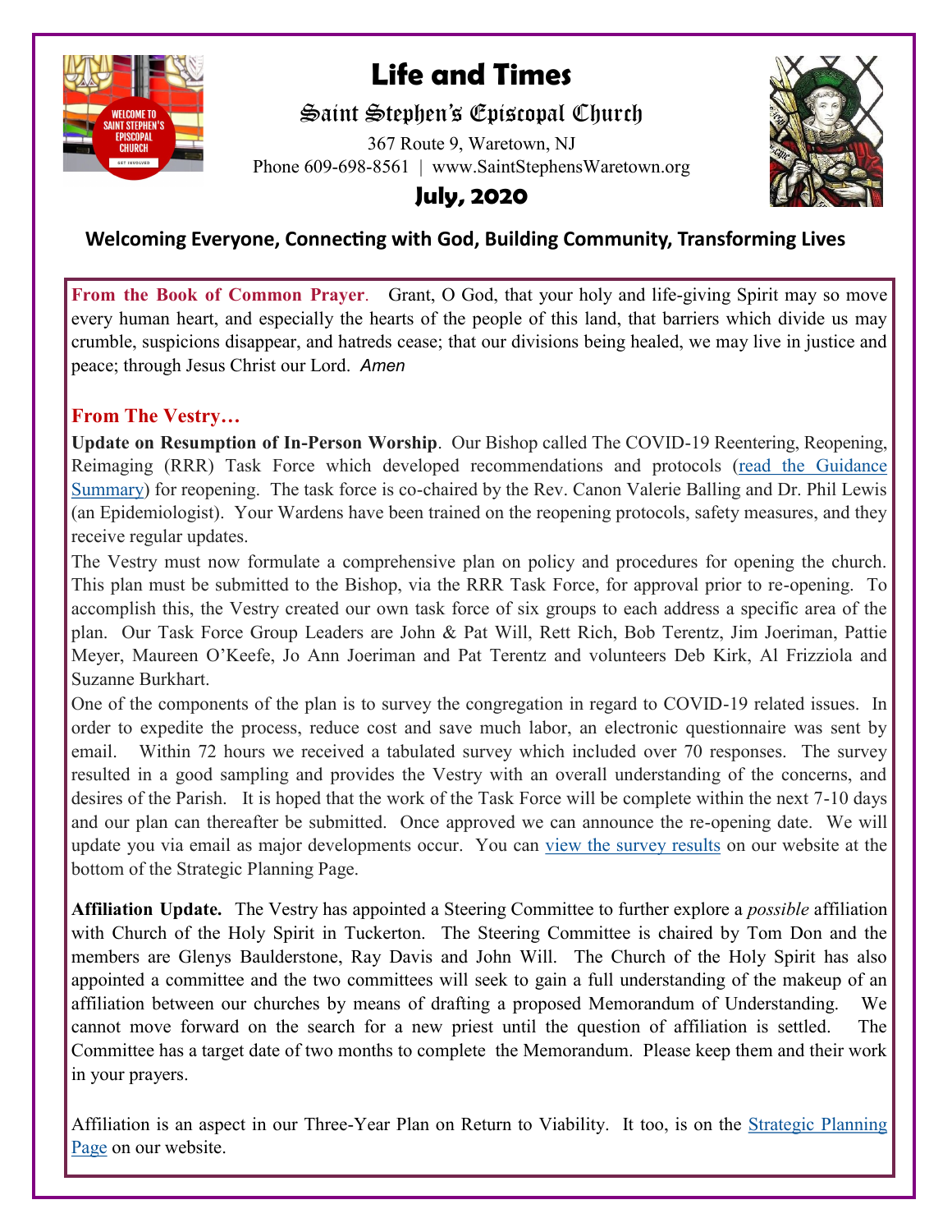# Life and Times

## Saint Stephen's Episcopal Church

367 Route 9, Waretown, NJ
Phone 609-698-8561 | www.SaintStephensWaretown.org

**July, 2020**

**Welcoming Everyone, Connecting with God, Building Community, Transforming Lives**

**From the Book of Common Prayer**. Grant, O God, that your holy and life-giving Spirit may so move every human heart, and especially the hearts of the people of this land, that barriers which divide us may crumble, suspicions disappear, and hatreds cease; that our divisions being healed, we may live in justice and peace; through Jesus Christ our Lord. *Amen*

### From The Vestry…

**Update on Resumption of In-Person Worship**. Our Bishop called The COVID-19 Reentering, Reopening, Reimaging (RRR) Task Force which developed recommendations and protocols (read the Guidance Summary) for reopening. The task force is co-chaired by the Rev. Canon Valerie Balling and Dr. Phil Lewis (an Epidemiologist). Your Wardens have been trained on the reopening protocols, safety measures, and they receive regular updates.

The Vestry must now formulate a comprehensive plan on policy and procedures for opening the church. This plan must be submitted to the Bishop, via the RRR Task Force, for approval prior to re-opening. To accomplish this, the Vestry created our own task force of six groups to each address a specific area of the plan. Our Task Force Group Leaders are John & Pat Will, Rett Rich, Bob Terentz, Jim Joeriman, Pattie Meyer, Maureen O'Keefe, Jo Ann Joeriman and Pat Terentz and volunteers Deb Kirk, Al Frizziola and Suzanne Burkhart.

One of the components of the plan is to survey the congregation in regard to COVID-19 related issues. In order to expedite the process, reduce cost and save much labor, an electronic questionnaire was sent by email. Within 72 hours we received a tabulated survey which included over 70 responses. The survey resulted in a good sampling and provides the Vestry with an overall understanding of the concerns, and desires of the Parish. It is hoped that the work of the Task Force will be complete within the next 7-10 days and our plan can thereafter be submitted. Once approved we can announce the re-opening date. We will update you via email as major developments occur. You can view the survey results on our website at the bottom of the Strategic Planning Page.

**Affiliation Update.** The Vestry has appointed a Steering Committee to further explore a *possible* affiliation with Church of the Holy Spirit in Tuckerton. The Steering Committee is chaired by Tom Don and the members are Glenys Baulderstone, Ray Davis and John Will. The Church of the Holy Spirit has also appointed a committee and the two committees will seek to gain a full understanding of the makeup of an affiliation between our churches by means of drafting a proposed Memorandum of Understanding. We cannot move forward on the search for a new priest until the question of affiliation is settled. The Committee has a target date of two months to complete the Memorandum. Please keep them and their work in your prayers.

Affiliation is an aspect in our Three-Year Plan on Return to Viability. It too, is on the Strategic Planning Page on our website.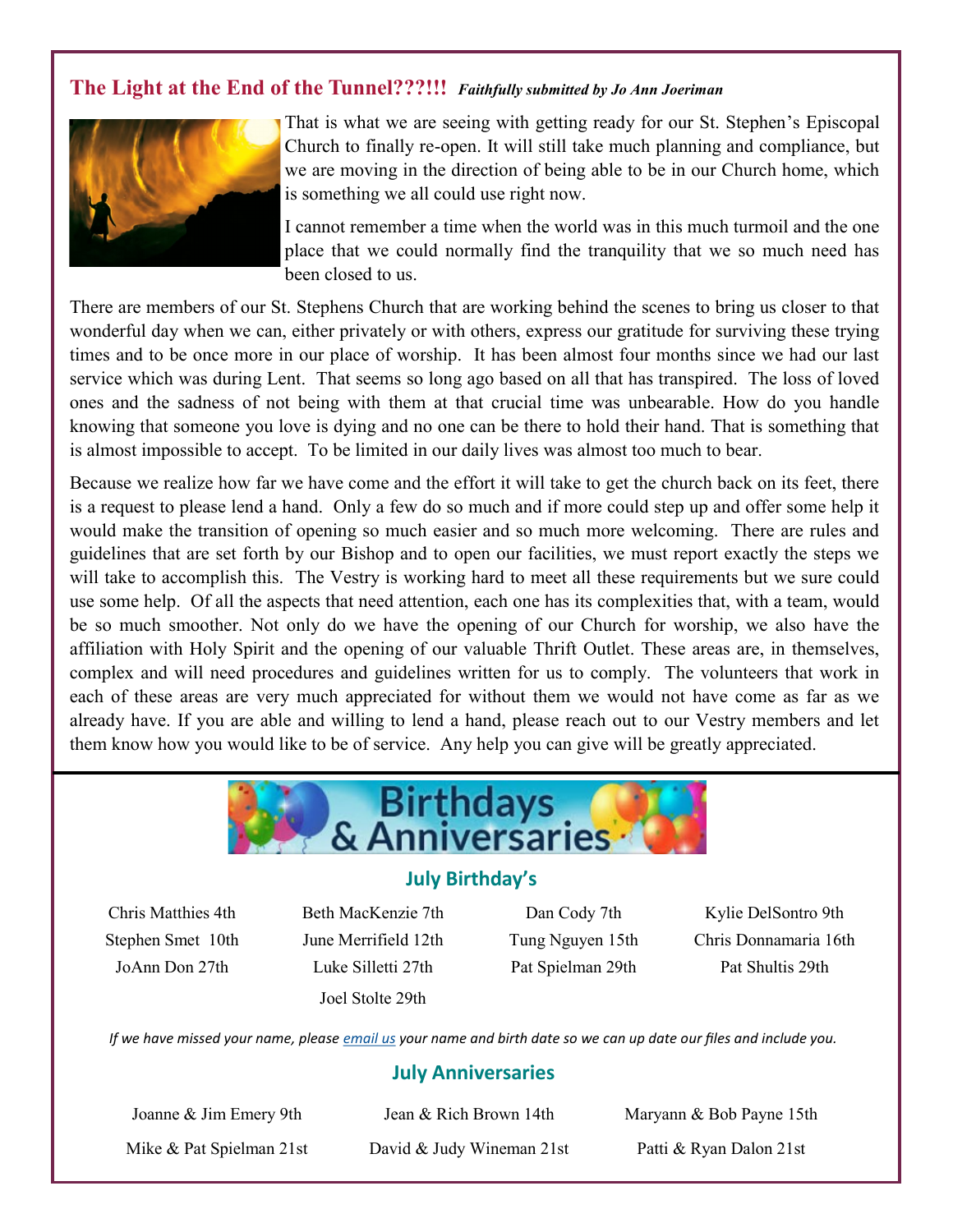## The Light at the End of the Tunnel???!!! *Faithfully submitted by Jo Ann Joeriman*

That is what we are seeing with getting ready for our St. Stephen's Episcopal Church to finally re-open. It will still take much planning and compliance, but we are moving in the direction of being able to be in our Church home, which is something we all could use right now.

I cannot remember a time when the world was in this much turmoil and the one place that we could normally find the tranquility that we so much need has been closed to us.

There are members of our St. Stephens Church that are working behind the scenes to bring us closer to that wonderful day when we can, either privately or with others, express our gratitude for surviving these trying times and to be once more in our place of worship. It has been almost four months since we had our last service which was during Lent. That seems so long ago based on all that has transpired. The loss of loved ones and the sadness of not being with them at that crucial time was unbearable. How do you handle knowing that someone you love is dying and no one can be there to hold their hand. That is something that is almost impossible to accept. To be limited in our daily lives was almost too much to bear.

Because we realize how far we have come and the effort it will take to get the church back on its feet, there is a request to please lend a hand. Only a few do so much and if more could step up and offer some help it would make the transition of opening so much easier and so much more welcoming. There are rules and guidelines that are set forth by our Bishop and to open our facilities, we must report exactly the steps we will take to accomplish this. The Vestry is working hard to meet all these requirements but we sure could use some help. Of all the aspects that need attention, each one has its complexities that, with a team, would be so much smoother. Not only do we have the opening of our Church for worship, we also have the affiliation with Holy Spirit and the opening of our valuable Thrift Outlet. These areas are, in themselves, complex and will need procedures and guidelines written for us to comply. The volunteers that work in each of these areas are very much appreciated for without them we would not have come as far as we already have. If you are able and willing to lend a hand, please reach out to our Vestry members and let them know how you would like to be of service. Any help you can give will be greatly appreciated.

## Birthdays & Anniversaries

### July Birthday's

| | | | |
|---|---|---|---|
| Chris Matthies 4th | Beth MacKenzie 7th | Dan Cody 7th | Kylie DelSontro 9th |
| Stephen Smet 10th | June Merrifield 12th | Tung Nguyen 15th | Chris Donnamaria 16th |
| JoAnn Don 27th | Luke Silletti 27th | Pat Spielman 29th | Pat Shultis 29th |
| | Joel Stolte 29th | | |

*If we have missed your name, please email us your name and birth date so we can up date our files and include you.*

### July Anniversaries

| | | |
|---|---|---|
| Joanne & Jim Emery 9th | Jean & Rich Brown 14th | Maryann & Bob Payne 15th |
| Mike & Pat Spielman 21st | David & Judy Wineman 21st | Patti & Ryan Dalon 21st |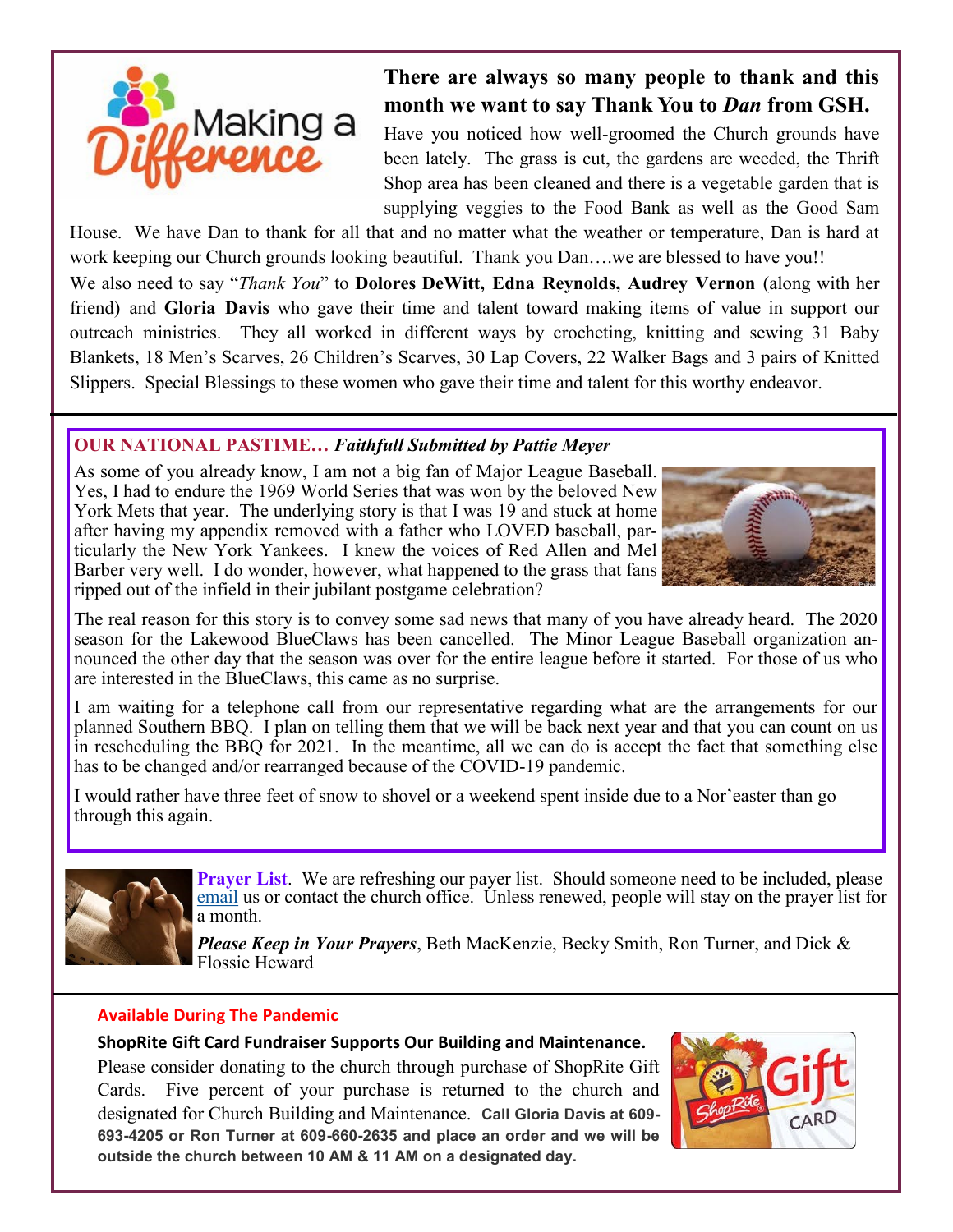Making a Difference

**There are always so many people to thank and this month we want to say Thank You to *Dan* from GSH.**

Have you noticed how well-groomed the Church grounds have been lately. The grass is cut, the gardens are weeded, the Thrift Shop area has been cleaned and there is a vegetable garden that is supplying veggies to the Food Bank as well as the Good Sam House. We have Dan to thank for all that and no matter what the weather or temperature, Dan is hard at work keeping our Church grounds looking beautiful. Thank you Dan….we are blessed to have you!!

We also need to say "*Thank You*" to **Dolores DeWitt, Edna Reynolds, Audrey Vernon** (along with her friend) and **Gloria Davis** who gave their time and talent toward making items of value in support our outreach ministries. They all worked in different ways by crocheting, knitting and sewing 31 Baby Blankets, 18 Men's Scarves, 26 Children's Scarves, 30 Lap Covers, 22 Walker Bags and 3 pairs of Knitted Slippers. Special Blessings to these women who gave their time and talent for this worthy endeavor.

---

**OUR NATIONAL PASTIME…** ***Faithfull Submitted by Pattie Meyer***

As some of you already know, I am not a big fan of Major League Baseball. Yes, I had to endure the 1969 World Series that was won by the beloved New York Mets that year. The underlying story is that I was 19 and stuck at home after having my appendix removed with a father who LOVED baseball, particularly the New York Yankees. I knew the voices of Red Allen and Mel Barber very well. I do wonder, however, what happened to the grass that fans ripped out of the infield in their jubilant postgame celebration?

The real reason for this story is to convey some sad news that many of you have already heard. The 2020 season for the Lakewood BlueClaws has been cancelled. The Minor League Baseball organization announced the other day that the season was over for the entire league before it started. For those of us who are interested in the BlueClaws, this came as no surprise.

I am waiting for a telephone call from our representative regarding what are the arrangements for our planned Southern BBQ. I plan on telling them that we will be back next year and that you can count on us in rescheduling the BBQ for 2021. In the meantime, all we can do is accept the fact that something else has to be changed and/or rearranged because of the COVID-19 pandemic.

I would rather have three feet of snow to shovel or a weekend spent inside due to a Nor'easter than go through this again.

---

**Prayer List**. We are refreshing our payer list. Should someone need to be included, please email us or contact the church office. Unless renewed, people will stay on the prayer list for a month.

***Please Keep in Your Prayers***, Beth MacKenzie, Becky Smith, Ron Turner, and Dick & Flossie Heward

---

**Available During The Pandemic**

**ShopRite Gift Card Fundraiser Supports Our Building and Maintenance.**

Please consider donating to the church through purchase of ShopRite Gift Cards. Five percent of your purchase is returned to the church and designated for Church Building and Maintenance. **Call Gloria Davis at 609-693-4205 or Ron Turner at 609-660-2635 and place an order and we will be outside the church between 10 AM & 11 AM on a designated day.**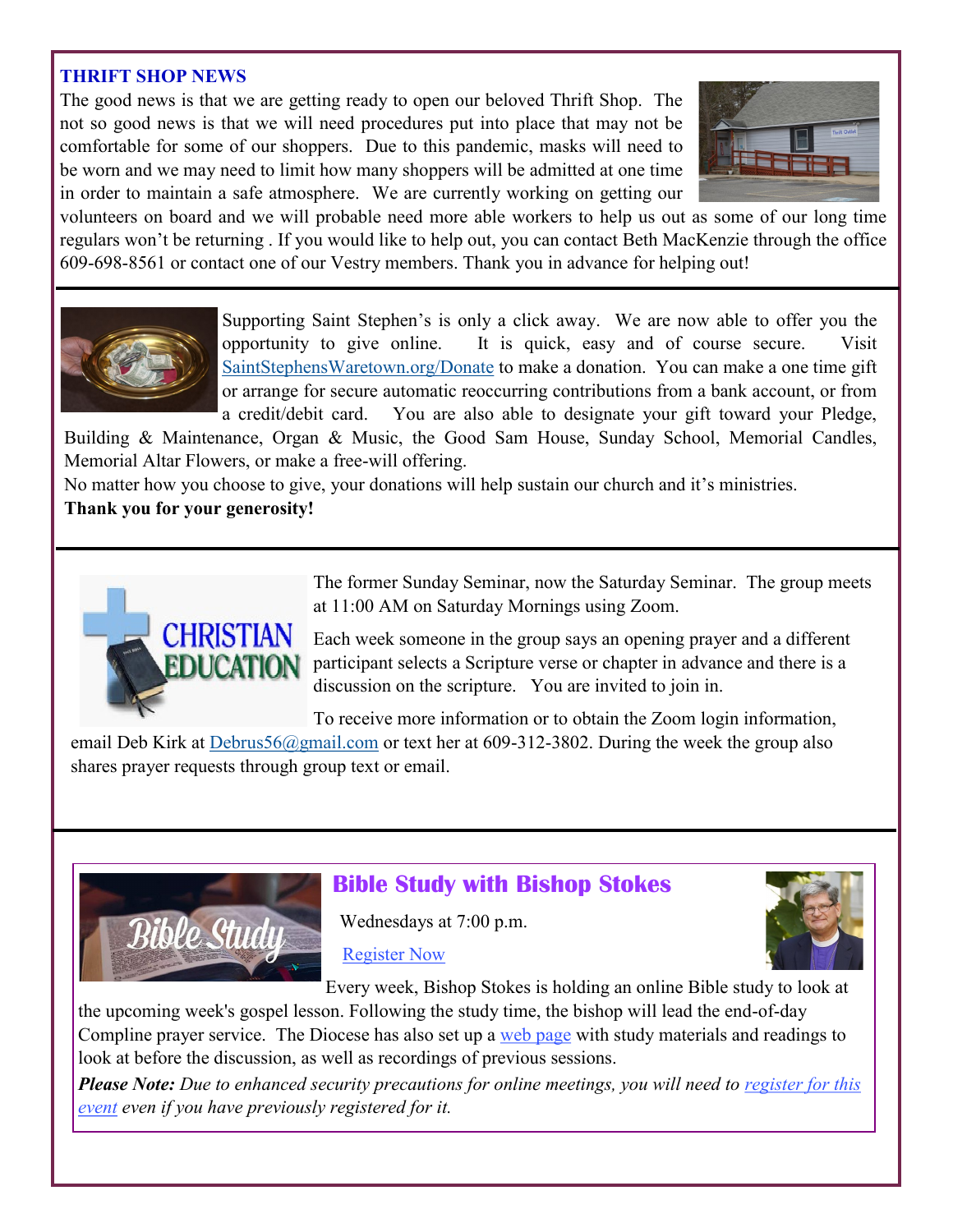## THRIFT SHOP NEWS

The good news is that we are getting ready to open our beloved Thrift Shop. The not so good news is that we will need procedures put into place that may not be comfortable for some of our shoppers. Due to this pandemic, masks will need to be worn and we may need to limit how many shoppers will be admitted at one time in order to maintain a safe atmosphere. We are currently working on getting our volunteers on board and we will probable need more able workers to help us out as some of our long time regulars won't be returning . If you would like to help out, you can contact Beth MacKenzie through the office 609-698-8561 or contact one of our Vestry members. Thank you in advance for helping out!

---

Supporting Saint Stephen's is only a click away. We are now able to offer you the opportunity to give online. It is quick, easy and of course secure. Visit [SaintStephensWaretown.org/Donate](SaintStephensWaretown.org/Donate) to make a donation. You can make a one time gift or arrange for secure automatic reoccurring contributions from a bank account, or from a credit/debit card. You are also able to designate your gift toward your Pledge, Building & Maintenance, Organ & Music, the Good Sam House, Sunday School, Memorial Candles, Memorial Altar Flowers, or make a free-will offering.

No matter how you choose to give, your donations will help sustain our church and it's ministries.

**Thank you for your generosity!**

---

The former Sunday Seminar, now the Saturday Seminar. The group meets at 11:00 AM on Saturday Mornings using Zoom.

Each week someone in the group says an opening prayer and a different participant selects a Scripture verse or chapter in advance and there is a discussion on the scripture. You are invited to join in.

To receive more information or to obtain the Zoom login information, email Deb Kirk at [Debrus56@gmail.com](mailto:Debrus56@gmail.com) or text her at 609-312-3802. During the week the group also shares prayer requests through group text or email.

---

## Bible Study with Bishop Stokes

Wednesdays at 7:00 p.m.

Register Now

Every week, Bishop Stokes is holding an online Bible study to look at the upcoming week's gospel lesson. Following the study time, the bishop will lead the end-of-day Compline prayer service. The Diocese has also set up a web page with study materials and readings to look at before the discussion, as well as recordings of previous sessions.

***Please Note:*** *Due to enhanced security precautions for online meetings, you will need to register for this event even if you have previously registered for it.*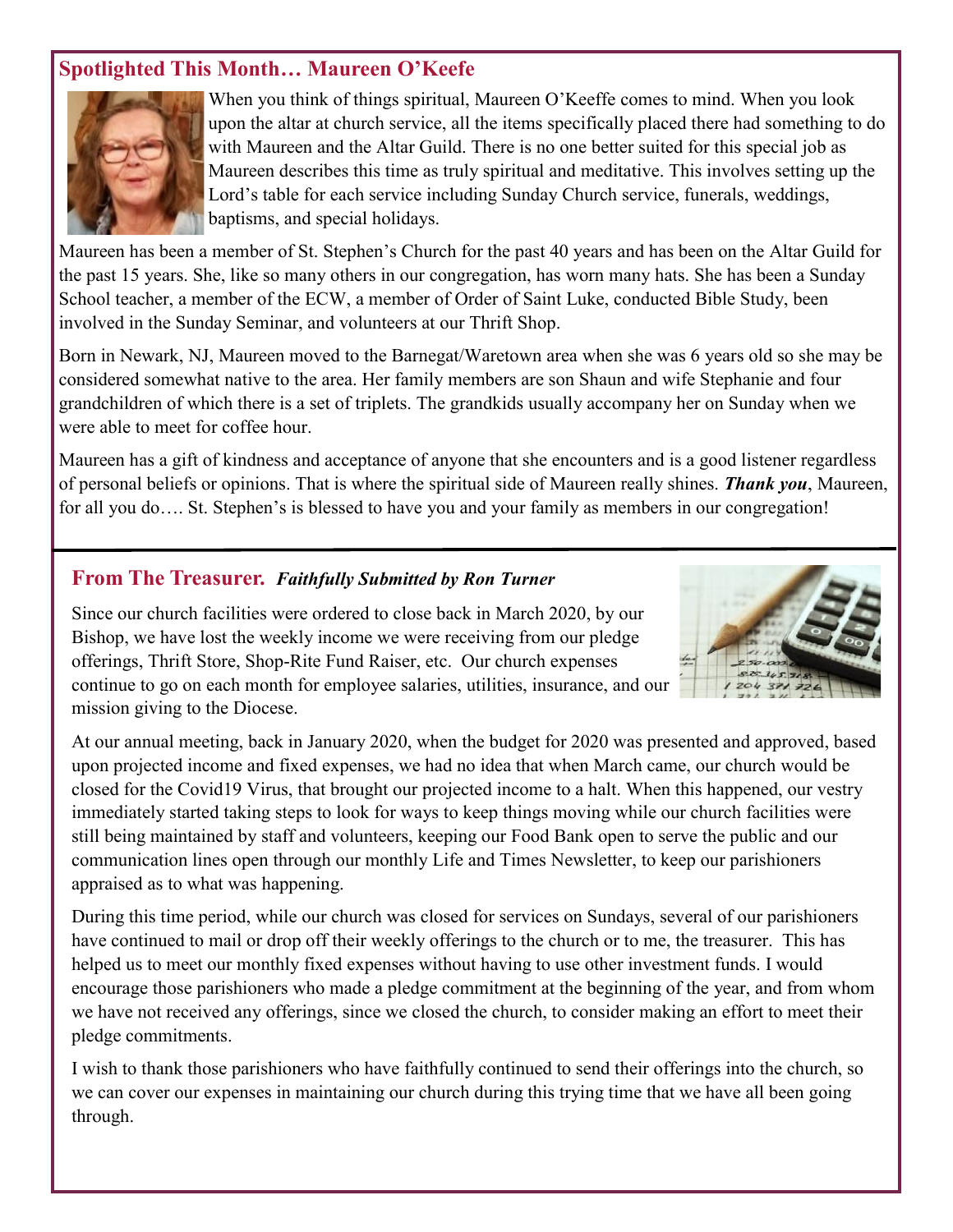## Spotlighted This Month… Maureen O'Keefe

When you think of things spiritual, Maureen O'Keeffe comes to mind. When you look upon the altar at church service, all the items specifically placed there had something to do with Maureen and the Altar Guild. There is no one better suited for this special job as Maureen describes this time as truly spiritual and meditative. This involves setting up the Lord's table for each service including Sunday Church service, funerals, weddings, baptisms, and special holidays.

Maureen has been a member of St. Stephen's Church for the past 40 years and has been on the Altar Guild for the past 15 years. She, like so many others in our congregation, has worn many hats. She has been a Sunday School teacher, a member of the ECW, a member of Order of Saint Luke, conducted Bible Study, been involved in the Sunday Seminar, and volunteers at our Thrift Shop.

Born in Newark, NJ, Maureen moved to the Barnegat/Waretown area when she was 6 years old so she may be considered somewhat native to the area. Her family members are son Shaun and wife Stephanie and four grandchildren of which there is a set of triplets. The grandkids usually accompany her on Sunday when we were able to meet for coffee hour.

Maureen has a gift of kindness and acceptance of anyone that she encounters and is a good listener regardless of personal beliefs or opinions. That is where the spiritual side of Maureen really shines. ***Thank you***, Maureen, for all you do…. St. Stephen's is blessed to have you and your family as members in our congregation!

## From The Treasurer. ***Faithfully Submitted by Ron Turner***

Since our church facilities were ordered to close back in March 2020, by our Bishop, we have lost the weekly income we were receiving from our pledge offerings, Thrift Store, Shop-Rite Fund Raiser, etc. Our church expenses continue to go on each month for employee salaries, utilities, insurance, and our mission giving to the Diocese.

At our annual meeting, back in January 2020, when the budget for 2020 was presented and approved, based upon projected income and fixed expenses, we had no idea that when March came, our church would be closed for the Covid19 Virus, that brought our projected income to a halt. When this happened, our vestry immediately started taking steps to look for ways to keep things moving while our church facilities were still being maintained by staff and volunteers, keeping our Food Bank open to serve the public and our communication lines open through our monthly Life and Times Newsletter, to keep our parishioners appraised as to what was happening.

During this time period, while our church was closed for services on Sundays, several of our parishioners have continued to mail or drop off their weekly offerings to the church or to me, the treasurer. This has helped us to meet our monthly fixed expenses without having to use other investment funds. I would encourage those parishioners who made a pledge commitment at the beginning of the year, and from whom we have not received any offerings, since we closed the church, to consider making an effort to meet their pledge commitments.

I wish to thank those parishioners who have faithfully continued to send their offerings into the church, so we can cover our expenses in maintaining our church during this trying time that we have all been going through.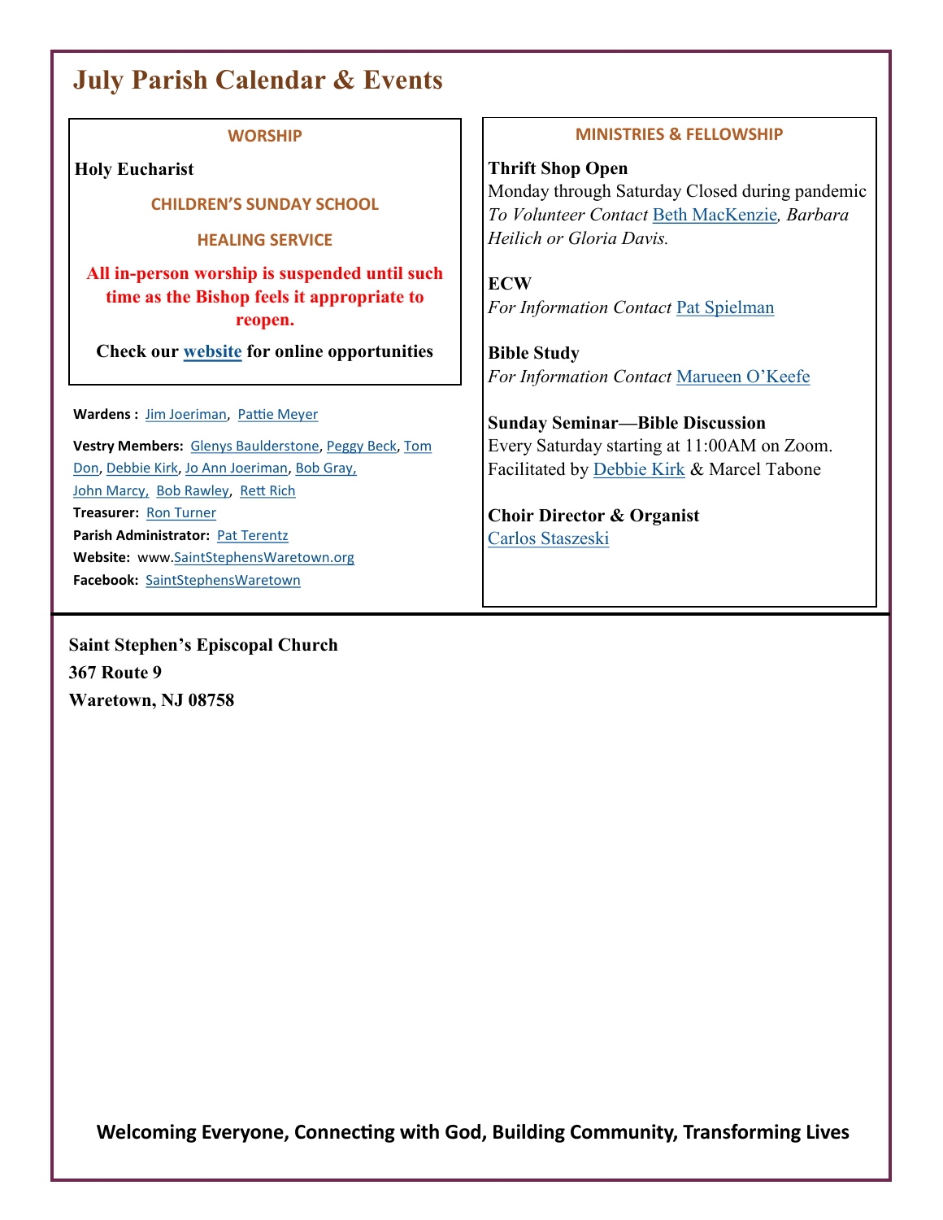# July Parish Calendar & Events

### WORSHIP

**Holy Eucharist**

**CHILDREN'S SUNDAY SCHOOL**

**HEALING SERVICE**

**All in-person worship is suspended until such time as the Bishop feels it appropriate to reopen.**

**Check our website for online opportunities**

**Wardens :** Jim Joeriman, Pattie Meyer

**Vestry Members:** Glenys Baulderstone, Peggy Beck, Tom Don, Debbie Kirk, Jo Ann Joeriman, Bob Gray, John Marcy, Bob Rawley, Rett Rich

**Treasurer:** Ron Turner

**Parish Administrator:** Pat Terentz

**Website:** www.SaintStephensWaretown.org

**Facebook:** SaintStephensWaretown

### MINISTRIES & FELLOWSHIP

**Thrift Shop Open**
Monday through Saturday Closed during pandemic
*To Volunteer Contact Beth MacKenzie, Barbara Heilich or Gloria Davis.*

**ECW**
*For Information Contact* Pat Spielman

**Bible Study**
*For Information Contact* Marueen O'Keefe

**Sunday Seminar—Bible Discussion**
Every Saturday starting at 11:00AM on Zoom.
Facilitated by Debbie Kirk & Marcel Tabone

**Choir Director & Organist**
Carlos Staszeski

---

**Saint Stephen's Episcopal Church**
**367 Route 9**
**Waretown, NJ 08758**

**Welcoming Everyone, Connecting with God, Building Community, Transforming Lives**